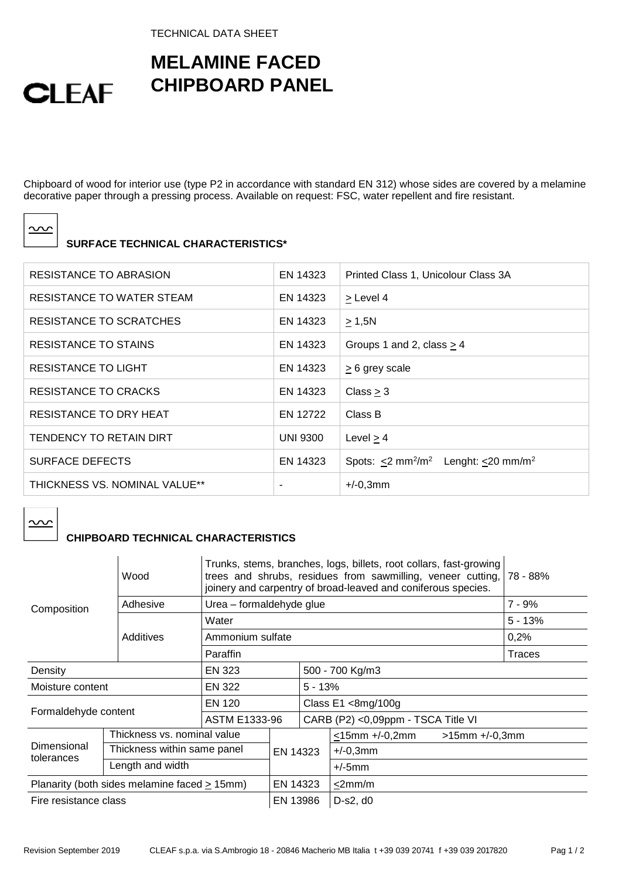TECHNICAL DATA SHEET

# MELAMINE FACED CHIPBOARD PANEL

CLEAF

Chipboard of wood for interior use (type P2 in accordance with standard EN 312) whose sides are covered by a melamine decorative paper through a pressing process. Available on request: FSC, water repellent and fire resistant.

## SURFACE TECHNICAL CHARACTERISTICS*

| | | |
|---|---|---|
| RESISTANCE TO ABRASION | EN 14323 | Printed Class 1, Unicolour Class 3A |
| RESISTANCE TO WATER STEAM | EN 14323 | ≥ Level 4 |
| RESISTANCE TO SCRATCHES | EN 14323 | ≥ 1,5N |
| RESISTANCE TO STAINS | EN 14323 | Groups 1 and 2, class ≥ 4 |
| RESISTANCE TO LIGHT | EN 14323 | ≥ 6 grey scale |
| RESISTANCE TO CRACKS | EN 14323 | Class ≥ 3 |
| RESISTANCE TO DRY HEAT | EN 12722 | Class B |
| TENDENCY TO RETAIN DIRT | UNI 9300 | Level ≥ 4 |
| SURFACE DEFECTS | EN 14323 | Spots: ≤2 $mm^2/m^2$ Lenght: ≤20 $mm/m^2$ |
| THICKNESS VS. NOMINAL VALUE** | - | +/-0,3mm |

## CHIPBOARD TECHNICAL CHARACTERISTICS

| | | | |
|---|---|---|---|
| Composition | Wood | Trunks, stems, branches, logs, billets, root collars, fast-growing trees and shrubs, residues from sawmilling, veneer cutting, joinery and carpentry of broad-leaved and coniferous species. | 78 - 88% |
| | Adhesive | Urea – formaldehyde glue | 7 - 9% |
| | Additives | Water | 5 - 13% |
| | | Ammonium sulfate | 0,2% |
| | | Paraffin | Traces |
| Density | | EN 323 | 500 - 700 Kg/m3 |
| Moisture content | | EN 322 | 5 - 13% |
| Formaldehyde content | | EN 120 | Class E1 <8mg/100g |
| | | ASTM E1333-96 | CARB (P2) <0,09ppm - TSCA Title VI |
| Dimensional tolerances | Thickness vs. nominal value | EN 14323 | ≤15mm +/-0,2mm >15mm +/-0,3mm |
| | Thickness within same panel | | +/-0,3mm |
| | Length and width | | +/-5mm |
| Planarity (both sides melamine faced ≥ 15mm) | | EN 14323 | ≤2mm/m |
| Fire resistance class | | EN 13986 | D-s2, d0 |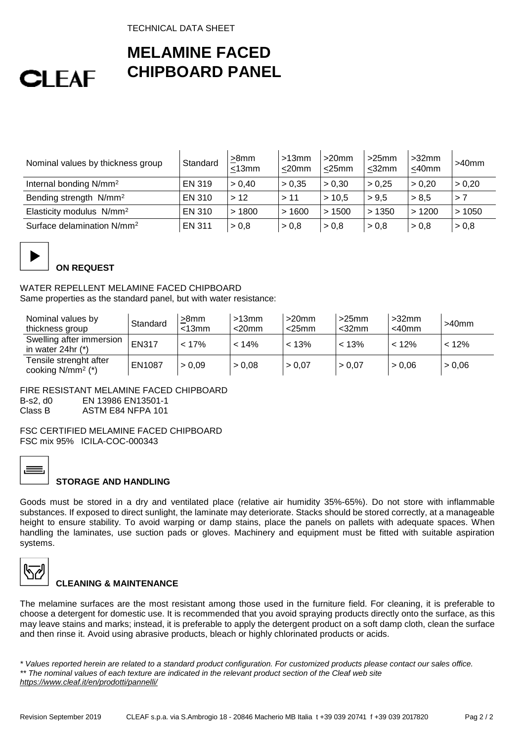TECHNICAL DATA SHEET

CLEAF

# MELAMINE FACED CHIPBOARD PANEL

| Nominal values by thickness group | Standard | ≥8mm ≤13mm | >13mm ≤20mm | >20mm ≤25mm | >25mm ≤32mm | >32mm ≤40mm | >40mm |
|---|---|---|---|---|---|---|---|
| Internal bonding N/mm² | EN 319 | > 0,40 | > 0,35 | > 0,30 | > 0,25 | > 0,20 | > 0,20 |
| Bending strength N/mm² | EN 310 | > 12 | > 11 | > 10,5 | > 9,5 | > 8,5 | > 7 |
| Elasticity modulus N/mm² | EN 310 | > 1800 | > 1600 | > 1500 | > 1350 | > 1200 | > 1050 |
| Surface delamination N/mm² | EN 311 | > 0,8 | > 0,8 | > 0,8 | > 0,8 | > 0,8 | > 0,8 |

## ON REQUEST

WATER REPELLENT MELAMINE FACED CHIPBOARD

Same properties as the standard panel, but with water resistance:

| Nominal values by thickness group | Standard | ≥8mm <13mm | >13mm <20mm | >20mm <25mm | >25mm <32mm | >32mm <40mm | >40mm |
|---|---|---|---|---|---|---|---|
| Swelling after immersion in water 24hr (*) | EN317 | < 17% | < 14% | < 13% | < 13% | < 12% | < 12% |
| Tensile strenght after cooking N/mm² (*) | EN1087 | > 0,09 | > 0,08 | > 0,07 | > 0,07 | > 0,06 | > 0,06 |

FIRE RESISTANT MELAMINE FACED CHIPBOARD

B-s2, d0 EN 13986 EN13501-1

Class B ASTM E84 NFPA 101

FSC CERTIFIED MELAMINE FACED CHIPBOARD

FSC mix 95% ICILA-COC-000343

## STORAGE AND HANDLING

Goods must be stored in a dry and ventilated place (relative air humidity 35%-65%). Do not store with inflammable substances. If exposed to direct sunlight, the laminate may deteriorate. Stacks should be stored correctly, at a manageable height to ensure stability. To avoid warping or damp stains, place the panels on pallets with adequate spaces. When handling the laminates, use suction pads or gloves. Machinery and equipment must be fitted with suitable aspiration systems.

## CLEANING & MAINTENANCE

The melamine surfaces are the most resistant among those used in the furniture field. For cleaning, it is preferable to choose a detergent for domestic use. It is recommended that you avoid spraying products directly onto the surface, as this may leave stains and marks; instead, it is preferable to apply the detergent product on a soft damp cloth, clean the surface and then rinse it. Avoid using abrasive products, bleach or highly chlorinated products or acids.

*\* Values reported herein are related to a standard product configuration. For customized products please contact our sales office.*

*\*\* The nominal values of each texture are indicated in the relevant product section of the Cleaf web site*

*https://www.cleaf.it/en/prodotti/pannelli/*

Revision September 2019 CLEAF s.p.a. via S.Ambrogio 18 - 20846 Macherio MB Italia t +39 039 20741 f +39 039 2017820